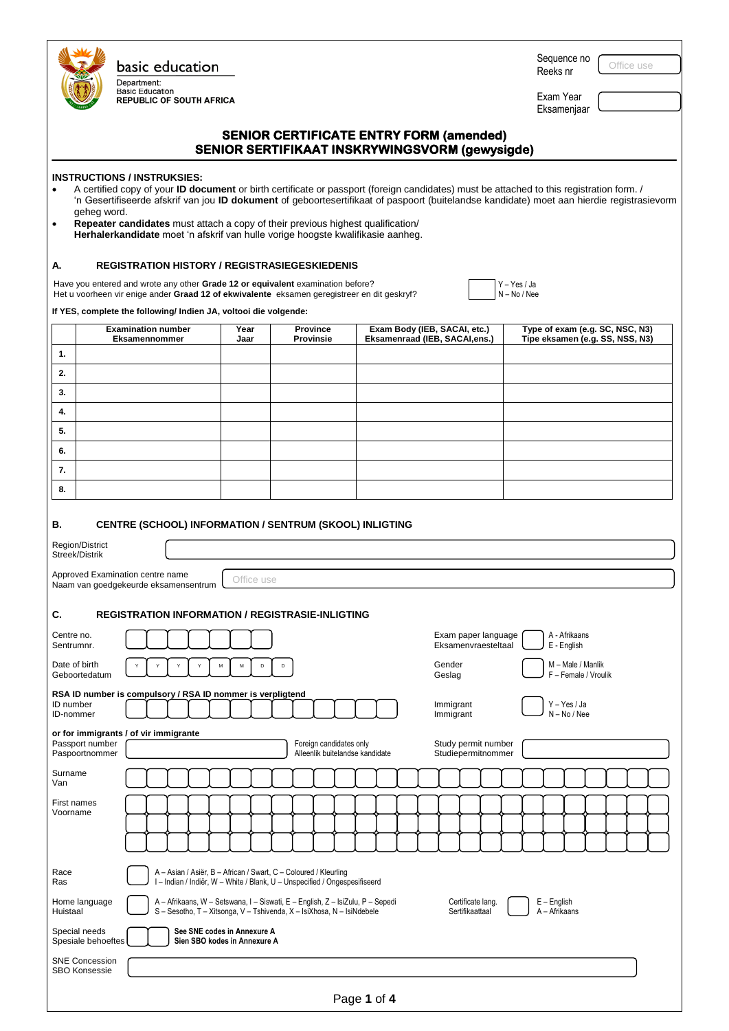basic education

Department:
Basic Education
**REPUBLIC OF SOUTH AFRICA**

Sequence no
Reeks nr
Office use

Exam Year
Eksamenjaar

# SENIOR CERTIFICATE ENTRY FORM (amended)
# SENIOR SERTIFIKAAT INSKRYWINGSVORM (gewysigde)

**INSTRUCTIONS / INSTRUKSIES:**

- A certified copy of your **ID document** or birth certificate or passport (foreign candidates) must be attached to this registration form. / 'n Gesertifiseerde afskrif van jou **ID dokument** of geboortesertifikaat of paspoort (buitelandse kandidate) moet aan hierdie registrasievorm geheg word.
- **Repeater candidates** must attach a copy of their previous highest qualification/ **Herhalerkandidate** moet 'n afskrif van hulle vorige hoogste kwalifikasie aanheg.

## A. REGISTRATION HISTORY / REGISTRASIEGESKIEDENIS

Have you entered and wrote any other **Grade 12 or equivalent** examination before?
Het u voorheen vir enige ander **Graad 12 of ekwivalente** eksamen geregistreer en dit geskryf?

Y – Yes / Ja
N – No / Nee

**If YES, complete the following/ Indien JA, voltooi die volgende:**

| | Examination number Eksamennommer | Year Jaar | Province Provinsie | Exam Body (IEB, SACAI, etc.) Eksamenraad (IEB, SACAI,ens.) | Type of exam (e.g. SC, NSC, N3) Tipe eksamen (e.g. SS, NSS, N3) |
|---|---|---|---|---|---|
| **1.** | | | | | |
| **2.** | | | | | |
| **3.** | | | | | |
| **4.** | | | | | |
| **5.** | | | | | |
| **6.** | | | | | |
| **7.** | | | | | |
| **8.** | | | | | |

## B. CENTRE (SCHOOL) INFORMATION / SENTRUM (SKOOL) INLIGTING

Region/District
Streek/Distrik

Approved Examination centre name
Naam van goedgekeurde eksamensentrum
Office use

## C. REGISTRATION INFORMATION / REGISTRASIE-INLIGTING

Centre no.
Sentrumnr.

Exam paper language
Eksamenvraesteltaal
A - Afrikaans
E - English

Date of birth
Geboortedatum
Y Y Y Y M M D D

Gender
Geslag
M – Male / Manlik
F – Female / Vroulik

**RSA ID number is compulsory / RSA ID nommer is verpligtend**
ID number
ID-nommer

Immigrant
Immigrant
Y – Yes / Ja
N – No / Nee

**or for immigrants / of vir immigrante**
Passport number
Paspoortnommer
Foreign candidates only
Alleenlik buitelandse kandidate

Study permit number
Studiepermitnommer

Surname
Van

First names
Voorname

Race
Ras
A – Asian / Asiër, B – African / Swart, C – Coloured / Kleurling
I – Indian / Indiër, W – White / Blank, U – Unspecified / Ongespesifiseerd

Home language
Huistaal
A – Afrikaans, W – Setswana, I – Siswati, E – English, Z – IsiZulu, P – Sepedi
S – Sesotho, T – Xitsonga, V – Tshivenda, X – IsiXhosa, N – IsiNdebele

Certificate lang.
Sertifikaattaal
E – English
A – Afrikaans

Special needs
Spesiale behoeftes
**See SNE codes in Annexure A**
**Sien SBO kodes in Annexure A**

SNE Concession
SBO Konsessie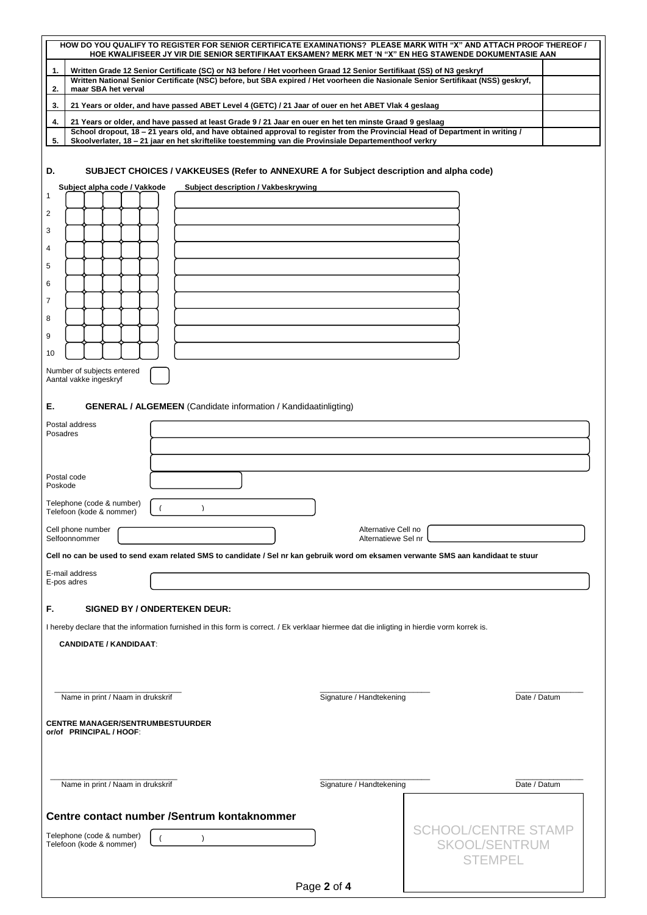| | HOW DO YOU QUALIFY TO REGISTER FOR SENIOR CERTIFICATE EXAMINATIONS? PLEASE MARK WITH "X" AND ATTACH PROOF THEREOF / HOE KWALIFISEER JY VIR DIE SENIOR SERTIFIKAAT EKSAMEN? MERK MET 'N "X" EN HEG STAWENDE DOKUMENTASIE AAN | |
|---|---|---|
| **1.** | **Written Grade 12 Senior Certificate (SC) or N3 before / Het voorheen Graad 12 Senior Sertifikaat (SS) of N3 geskryf** | |
| **2.** | **Written National Senior Certificate (NSC) before, but SBA expired / Het voorheen die Nasionale Senior Sertifikaat (NSS) geskryf, maar SBA het verval** | |
| **3.** | **21 Years or older, and have passed ABET Level 4 (GETC) / 21 Jaar of ouer en het ABET Vlak 4 geslaag** | |
| **4.** | **21 Years or older, and have passed at least Grade 9 / 21 Jaar en ouer en het ten minste Graad 9 geslaag** | |
| **5.** | **School dropout, 18 – 21 years old, and have obtained approval to register from the Provincial Head of Department in writing / Skoolverlater, 18 – 21 jaar en het skriftelike toestemming van die Provinsiale Departementhoof verkry** | |

## D. SUBJECT CHOICES / VAKKEUSES (Refer to ANNEXURE A for Subject description and alpha code)

| | Subject alpha code / Vakkode | Subject description / Vakbeskrywing |
|---|---|---|
| 1 | | |
| 2 | | |
| 3 | | |
| 4 | | |
| 5 | | |
| 6 | | |
| 7 | | |
| 8 | | |
| 9 | | |
| 10 | | |

Number of subjects entered / Aantal vakke ingeskryf: ______

## E. GENERAL / ALGEMEEN (Candidate information / Kandidaatinligting)

Postal address / Posadres: ______

Postal code / Poskode: ______

Telephone (code & number) / Telefoon (kode & nommer): ( )

Cell phone number / Selfoonnommer: ______ Alternative Cell no / Alternatiewe Sel nr: ______

**Cell no can be used to send exam related SMS to candidate / Sel nr kan gebruik word om eksamen verwante SMS aan kandidaat te stuur**

E-mail address / E-pos adres: ______

## F. SIGNED BY / ONDERTEKEN DEUR:

I hereby declare that the information furnished in this form is correct. / Ek verklaar hiermee dat die inligting in hierdie vorm korrek is.

**CANDIDATE / KANDIDAAT**:

______ Name in print / Naam in drukskrif ______ Signature / Handtekening ______ Date / Datum

**CENTRE MANAGER/SENTRUMBESTUURDER or/of PRINCIPAL / HOOF**:

______ Name in print / Naam in drukskrif ______ Signature / Handtekening ______ Date / Datum

### Centre contact number /Sentrum kontaknommer

Telephone (code & number) / Telefoon (kode & nommer): ( )

SCHOOL/CENTRE STAMP
SKOOL/SENTRUM STEMPEL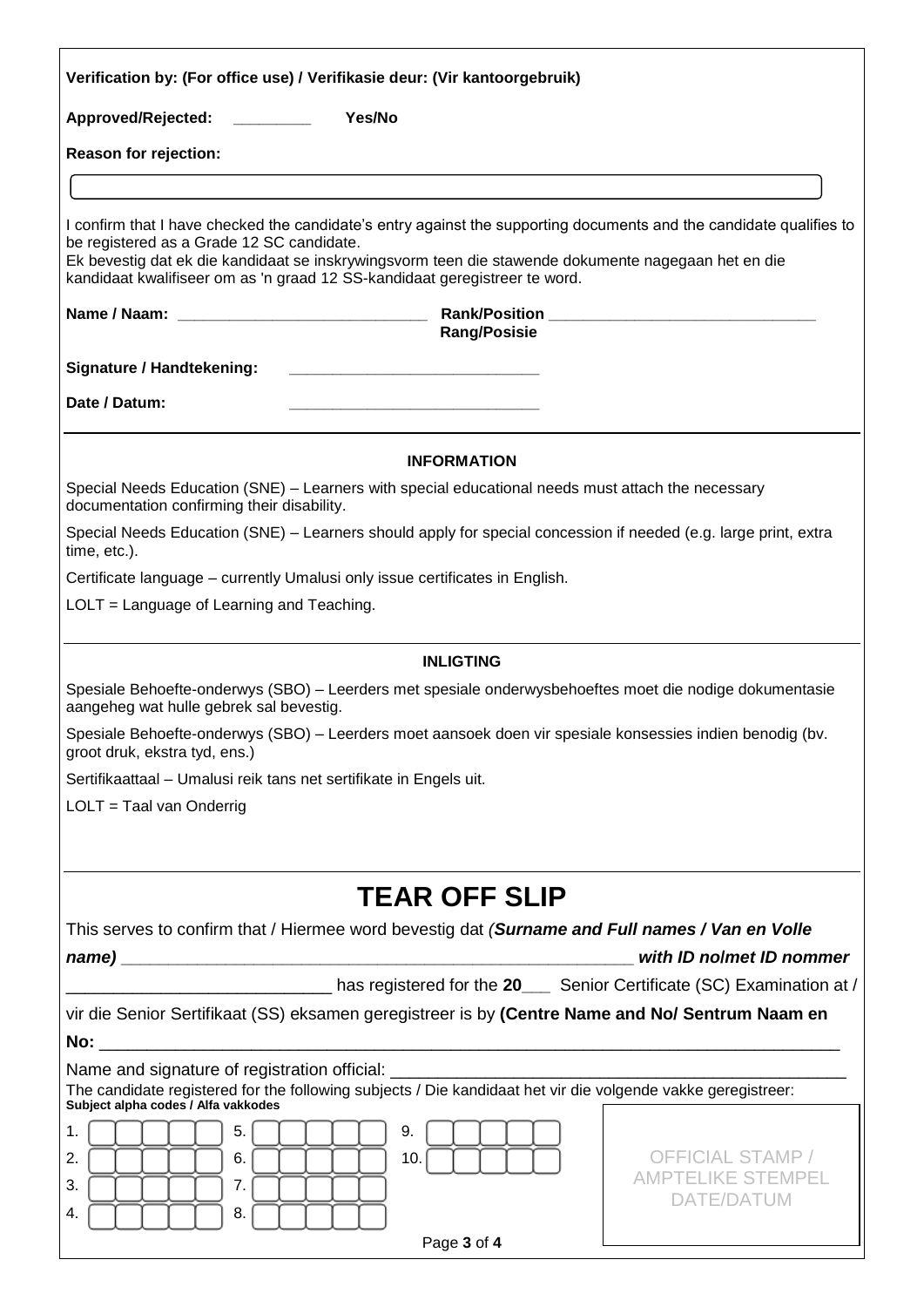**Verification by: (For office use) / Verifikasie deur: (Vir kantoorgebruik)**

**Approved/Rejected:** _________ **Yes/No**

**Reason for rejection:**

I confirm that I have checked the candidate's entry against the supporting documents and the candidate qualifies to be registered as a Grade 12 SC candidate.
Ek bevestig dat ek die kandidaat se inskrywingsvorm teen die stawende dokumente nagegaan het en die kandidaat kwalifiseer om as 'n graad 12 SS-kandidaat geregistreer te word.

**Name / Naam:** ____________________________ **Rank/Position / Rang/Posisie** ______________________________

**Signature / Handtekening:** ____________________________

**Date / Datum:** ____________________________

## INFORMATION

Special Needs Education (SNE) – Learners with special educational needs must attach the necessary documentation confirming their disability.

Special Needs Education (SNE) – Learners should apply for special concession if needed (e.g. large print, extra time, etc.).

Certificate language – currently Umalusi only issue certificates in English.

LOLT = Language of Learning and Teaching.

## INLIGTING

Spesiale Behoefte-onderwys (SBO) – Leerders met spesiale onderwysbehoeftes moet die nodige dokumentasie aangeheg wat hulle gebrek sal bevestig.

Spesiale Behoefte-onderwys (SBO) – Leerders moet aansoek doen vir spesiale konsessies indien benodig (bv. groot druk, ekstra tyd, ens.)

Sertifikaattaal – Umalusi reik tans net sertifikate in Engels uit.

LOLT = Taal van Onderrig

# TEAR OFF SLIP

This serves to confirm that / Hiermee word bevestig dat *(**Surname and Full names / Van en Volle name)*** ________________________________________________________ ***with ID no/met ID nommer*** ____________________________ has registered for the **20**___ Senior Certificate (SC) Examination at / vir die Senior Sertifikaat (SS) eksamen geregistreer is by **(Centre Name and No/ Sentrum Naam en No:** ________________________________________________________________________________

Name and signature of registration official: ________________________________________________

The candidate registered for the following subjects / Die kandidaat het vir die volgende vakke geregistreer:

**Subject alpha codes / Alfa vakkodes**

1. ☐☐☐☐☐ 5. ☐☐☐☐☐ 9. ☐☐☐☐☐
2. ☐☐☐☐☐ 6. ☐☐☐☐☐ 10. ☐☐☐☐☐
3. ☐☐☐☐☐ 7. ☐☐☐☐☐
4. ☐☐☐☐☐ 8. ☐☐☐☐☐

OFFICIAL STAMP / AMPTELIKE STEMPEL
DATE/DATUM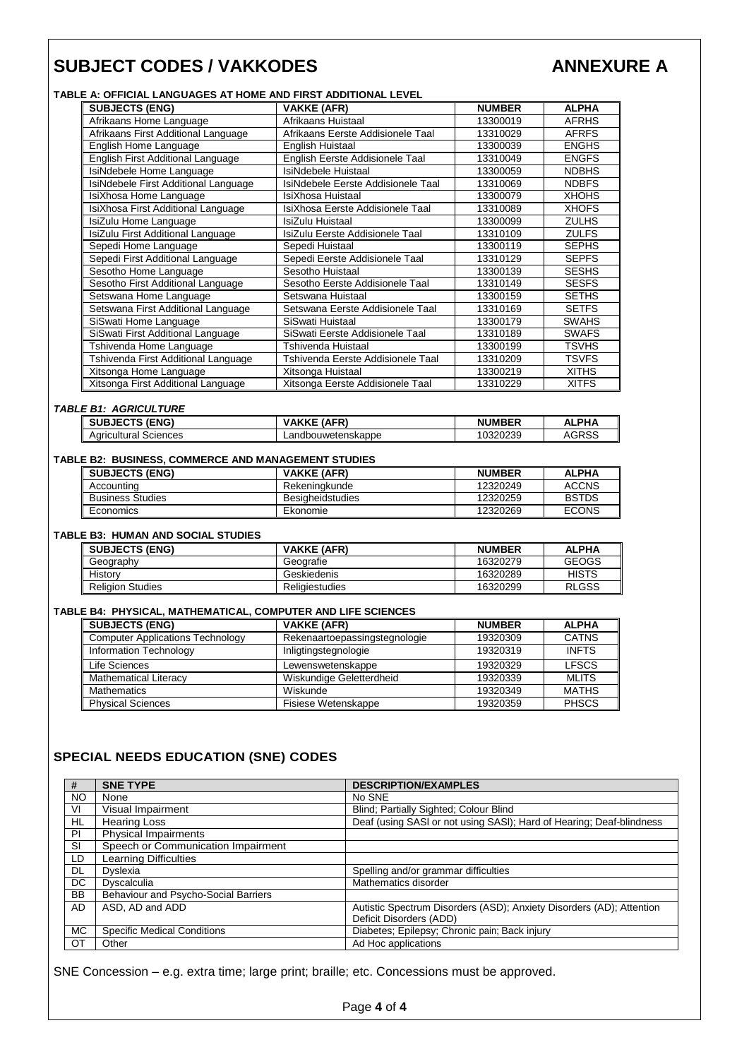# SUBJECT CODES / VAKKODES — ANNEXURE A

**TABLE A: OFFICIAL LANGUAGES AT HOME AND FIRST ADDITIONAL LEVEL**

| SUBJECTS (ENG) | VAKKE (AFR) | NUMBER | ALPHA |
|---|---|---|---|
| Afrikaans Home Language | Afrikaans Huistaal | 13300019 | AFRHS |
| Afrikaans First Additional Language | Afrikaans Eerste Addisionele Taal | 13310029 | AFRFS |
| English Home Language | English Huistaal | 13300039 | ENGHS |
| English First Additional Language | English Eerste Addisionele Taal | 13310049 | ENGFS |
| IsiNdebele Home Language | IsiNdebele Huistaal | 13300059 | NDBHS |
| IsiNdebele First Additional Language | IsiNdebele Eerste Addisionele Taal | 13310069 | NDBFS |
| IsiXhosa Home Language | IsiXhosa Huistaal | 13300079 | XHOHS |
| IsiXhosa First Additional Language | IsiXhosa Eerste Addisionele Taal | 13310089 | XHOFS |
| IsiZulu Home Language | IsiZulu Huistaal | 13300099 | ZULHS |
| IsiZulu First Additional Language | IsiZulu Eerste Addisionele Taal | 13310109 | ZULFS |
| Sepedi Home Language | Sepedi Huistaal | 13300119 | SEPHS |
| Sepedi First Additional Language | Sepedi Eerste Addisionele Taal | 13310129 | SEPFS |
| Sesotho Home Language | Sesotho Huistaal | 13300139 | SESHS |
| Sesotho First Additional Language | Sesotho Eerste Addisionele Taal | 13310149 | SESFS |
| Setswana Home Language | Setswana Huistaal | 13300159 | SETHS |
| Setswana First Additional Language | Setswana Eerste Addisionele Taal | 13310169 | SETFS |
| SiSwati Home Language | SiSwati Huistaal | 13300179 | SWAHS |
| SiSwati First Additional Language | SiSwati Eerste Addisionele Taal | 13310189 | SWAFS |
| Tshivenda Home Language | Tshivenda Huistaal | 13300199 | TSVHS |
| Tshivenda First Additional Language | Tshivenda Eerste Addisionele Taal | 13310209 | TSVFS |
| Xitsonga Home Language | Xitsonga Huistaal | 13300219 | XITHS |
| Xitsonga First Additional Language | Xitsonga Eerste Addisionele Taal | 13310229 | XITFS |

***TABLE B1: AGRICULTURE***

| SUBJECTS (ENG) | VAKKE (AFR) | NUMBER | ALPHA |
|---|---|---|---|
| Agricultural Sciences | Landbouwetenskappe | 10320239 | AGRSS |

**TABLE B2: BUSINESS, COMMERCE AND MANAGEMENT STUDIES**

| SUBJECTS (ENG) | VAKKE (AFR) | NUMBER | ALPHA |
|---|---|---|---|
| Accounting | Rekeningkunde | 12320249 | ACCNS |
| Business Studies | Besigheidstudies | 12320259 | BSTDS |
| Economics | Ekonomie | 12320269 | ECONS |

**TABLE B3: HUMAN AND SOCIAL STUDIES**

| SUBJECTS (ENG) | VAKKE (AFR) | NUMBER | ALPHA |
|---|---|---|---|
| Geography | Geografie | 16320279 | GEOGS |
| History | Geskiedenis | 16320289 | HISTS |
| Religion Studies | Religiestudies | 16320299 | RLGSS |

**TABLE B4: PHYSICAL, MATHEMATICAL, COMPUTER AND LIFE SCIENCES**

| SUBJECTS (ENG) | VAKKE (AFR) | NUMBER | ALPHA |
|---|---|---|---|
| Computer Applications Technology | Rekenaartoepassingstegnologie | 19320309 | CATNS |
| Information Technology | Inligtingstegnologie | 19320319 | INFTS |
| Life Sciences | Lewenswetenskappe | 19320329 | LFSCS |
| Mathematical Literacy | Wiskundige Geletterdheid | 19320339 | MLITS |
| Mathematics | Wiskunde | 19320349 | MATHS |
| Physical Sciences | Fisiese Wetenskappe | 19320359 | PHSCS |

## SPECIAL NEEDS EDUCATION (SNE) CODES

| # | SNE TYPE | DESCRIPTION/EXAMPLES |
|---|---|---|
| NO | None | No SNE |
| VI | Visual Impairment | Blind; Partially Sighted; Colour Blind |
| HL | Hearing Loss | Deaf (using SASI or not using SASI); Hard of Hearing; Deaf-blindness |
| PI | Physical Impairments | |
| SI | Speech or Communication Impairment | |
| LD | Learning Difficulties | |
| DL | Dyslexia | Spelling and/or grammar difficulties |
| DC | Dyscalculia | Mathematics disorder |
| BB | Behaviour and Psycho-Social Barriers | |
| AD | ASD, AD and ADD | Autistic Spectrum Disorders (ASD); Anxiety Disorders (AD); Attention Deficit Disorders (ADD) |
| MC | Specific Medical Conditions | Diabetes; Epilepsy; Chronic pain; Back injury |
| OT | Other | Ad Hoc applications |

SNE Concession – e.g. extra time; large print; braille; etc. Concessions must be approved.